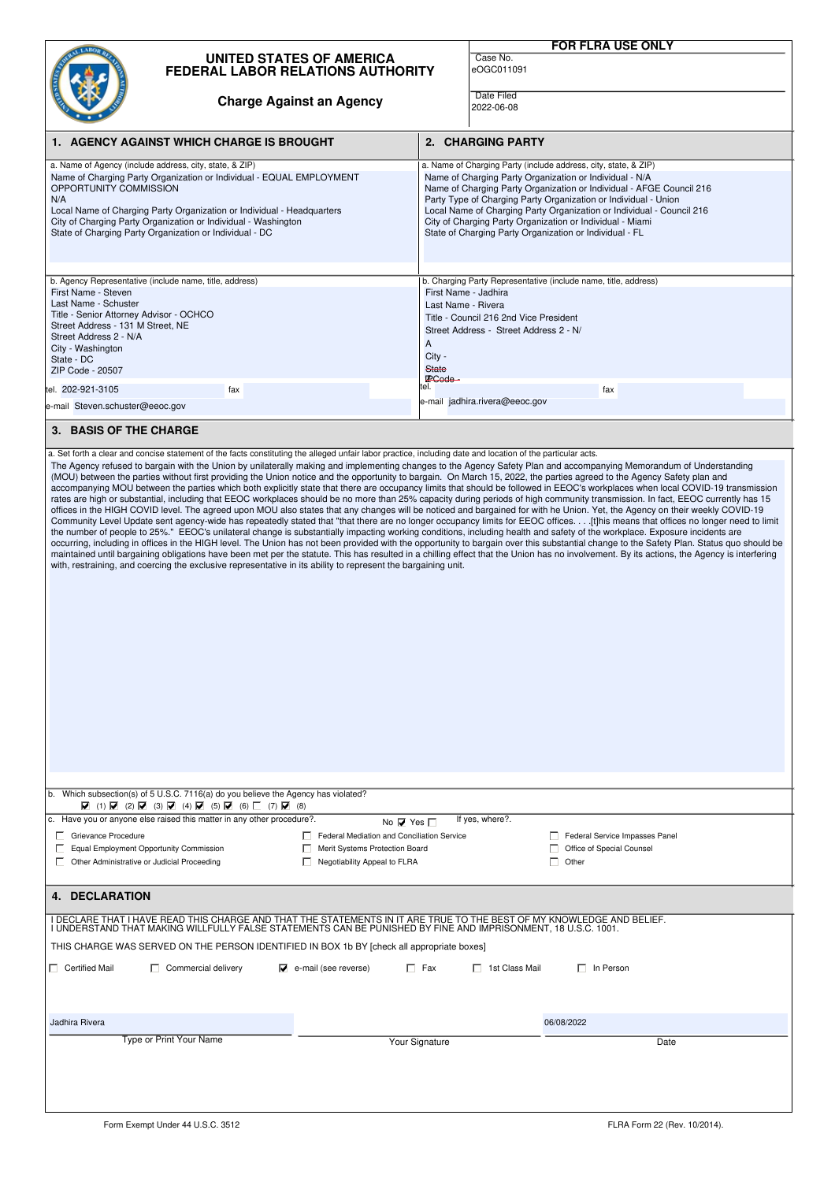# UNITED STATES OF AMERICA
# FEDERAL LABOR RELATIONS AUTHORITY

## Charge Against an Agency

**FOR FLRA USE ONLY**

Case No.
eOGC011091

Date Filed
2022-06-08

## 1. AGENCY AGAINST WHICH CHARGE IS BROUGHT

a. Name of Agency (include address, city, state, & ZIP)

Name of Charging Party Organization or Individual - EQUAL EMPLOYMENT OPPORTUNITY COMMISSION
N/A
Local Name of Charging Party Organization or Individual - Headquarters
City of Charging Party Organization or Individual - Washington
State of Charging Party Organization or Individual - DC

b. Agency Representative (include name, title, address)

First Name - Steven
Last Name - Schuster
Title - Senior Attorney Advisor - OCHCO
Street Address - 131 M Street, NE
Street Address 2 - N/A
City - Washington
State - DC
ZIP Code - 20507

tel. 202-921-3105 fax

e-mail Steven.schuster@eeoc.gov

## 2. CHARGING PARTY

a. Name of Charging Party (include address, city, state, & ZIP)

Name of Charging Party Organization or Individual - N/A
Name of Charging Party Organization or Individual - AFGE Council 216
Party Type of Charging Party Organization or Individual - Union
Local Name of Charging Party Organization or Individual - Council 216
City of Charging Party Organization or Individual - Miami
State of Charging Party Organization or Individual - FL

b. Charging Party Representative (include name, title, address)

First Name - Jadhira
Last Name - Rivera
Title - Council 216 2nd Vice President
Street Address - Street Address 2 - N/A
City -
State
ZIP Code -

tel. fax

e-mail jadhira.rivera@eeoc.gov

## 3. BASIS OF THE CHARGE

a. Set forth a clear and concise statement of the facts constituting the alleged unfair labor practice, including date and location of the particular acts.

The Agency refused to bargain with the Union by unilaterally making and implementing changes to the Agency Safety Plan and accompanying Memorandum of Understanding (MOU) between the parties without first providing the Union notice and the opportunity to bargain. On March 15, 2022, the parties agreed to the Agency Safety plan and accompanying MOU between the parties which both explicitly state that there are occupancy limits that should be followed in EEOC's workplaces when local COVID-19 transmission rates are high or substantial, including that EEOC workplaces should be no more than 25% capacity during periods of high community transmission. In fact, EEOC currently has 15 offices in the HIGH COVID level. The agreed upon MOU also states that any changes will be noticed and bargained for with he Union. Yet, the Agency on their weekly COVID-19 Community Level Update sent agency-wide has repeatedly stated that "that there are no longer occupancy limits for EEOC offices. . . .[t]his means that offices no longer need to limit the number of people to 25%." EEOC's unilateral change is substantially impacting working conditions, including health and safety of the workplace. Exposure incidents are occurring, including in offices in the HIGH level. The Union has not been provided with the opportunity to bargain over this substantial change to the Safety Plan. Status quo should be maintained until bargaining obligations have been met per the statute. This has resulted in a chilling effect that the Union has no involvement. By its actions, the Agency is interfering with, restraining, and coercing the exclusive representative in its ability to represent the bargaining unit.

b. Which subsection(s) of 5 U.S.C. 7116(a) do you believe the Agency has violated?

☑ (1) ☑ (2) ☑ (3) ☑ (4) ☑ (5) ☑ (6) ☐ (7) ☑ (8)

c. Have you or anyone else raised this matter in any other procedure?. No ☑ Yes ☐ If yes, where?.

- ☐ Grievance Procedure
- ☐ Equal Employment Opportunity Commission
- ☐ Other Administrative or Judicial Proceeding
- ☐ Federal Mediation and Conciliation Service
- ☐ Merit Systems Protection Board
- ☐ Negotiability Appeal to FLRA
- ☐ Federal Service Impasses Panel
- ☐ Office of Special Counsel
- ☐ Other

## 4. DECLARATION

I DECLARE THAT I HAVE READ THIS CHARGE AND THAT THE STATEMENTS IN IT ARE TRUE TO THE BEST OF MY KNOWLEDGE AND BELIEF.
I UNDERSTAND THAT MAKING WILLFULLY FALSE STATEMENTS CAN BE PUNISHED BY FINE AND IMPRISONMENT, 18 U.S.C. 1001.

THIS CHARGE WAS SERVED ON THE PERSON IDENTIFIED IN BOX 1b BY [check all appropriate boxes]

☐ Certified Mail ☐ Commercial delivery ☑ e-mail (see reverse) ☐ Fax ☐ 1st Class Mail ☐ In Person

| Jadhira Rivera | | 06/08/2022 |
|---|---|---|
| Type or Print Your Name | Your Signature | Date |

Form Exempt Under 44 U.S.C. 3512

FLRA Form 22 (Rev. 10/2014).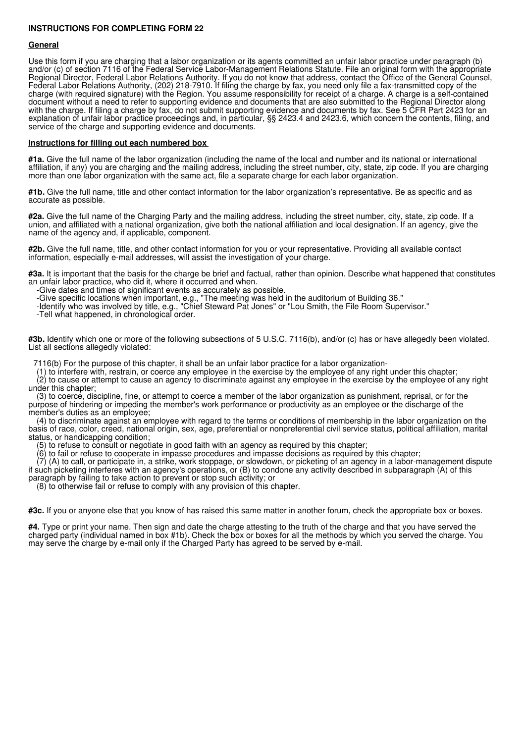**INSTRUCTIONS FOR COMPLETING FORM 22**

**General**

Use this form if you are charging that a labor organization or its agents committed an unfair labor practice under paragraph (b) and/or (c) of section 7116 of the Federal Service Labor-Management Relations Statute. File an original form with the appropriate Regional Director, Federal Labor Relations Authority. If you do not know that address, contact the Office of the General Counsel, Federal Labor Relations Authority, (202) 218-7910. If filing the charge by fax, you need only file a fax-transmitted copy of the charge (with required signature) with the Region. You assume responsibility for receipt of a charge. A charge is a self-contained document without a need to refer to supporting evidence and documents that are also submitted to the Regional Director along with the charge. If filing a charge by fax, do not submit supporting evidence and documents by fax. See 5 CFR Part 2423 for an explanation of unfair labor practice proceedings and, in particular, §§ 2423.4 and 2423.6, which concern the contents, filing, and service of the charge and supporting evidence and documents.

**Instructions for filling out each numbered box**

**#1a.** Give the full name of the labor organization (including the name of the local and number and its national or international affiliation, if any) you are charging and the mailing address, including the street number, city, state, zip code. If you are charging more than one labor organization with the same act, file a separate charge for each labor organization.

**#1b.** Give the full name, title and other contact information for the labor organization's representative. Be as specific and as accurate as possible.

**#2a.** Give the full name of the Charging Party and the mailing address, including the street number, city, state, zip code. If a union, and affiliated with a national organization, give both the national affiliation and local designation. If an agency, give the name of the agency and, if applicable, component.

**#2b.** Give the full name, title, and other contact information for you or your representative. Providing all available contact information, especially e-mail addresses, will assist the investigation of your charge.

**#3a.** It is important that the basis for the charge be brief and factual, rather than opinion. Describe what happened that constitutes an unfair labor practice, who did it, where it occurred and when.

- Give dates and times of significant events as accurately as possible.
- Give specific locations when important, e.g., "The meeting was held in the auditorium of Building 36."
- Identify who was involved by title, e.g., "Chief Steward Pat Jones" or "Lou Smith, the File Room Supervisor."
- Tell what happened, in chronological order.

**#3b.** Identify which one or more of the following subsections of 5 U.S.C. 7116(b), and/or (c) has or have allegedly been violated. List all sections allegedly violated:

7116(b) For the purpose of this chapter, it shall be an unfair labor practice for a labor organization-

(1) to interfere with, restrain, or coerce any employee in the exercise by the employee of any right under this chapter;

(2) to cause or attempt to cause an agency to discriminate against any employee in the exercise by the employee of any right under this chapter;

(3) to coerce, discipline, fine, or attempt to coerce a member of the labor organization as punishment, reprisal, or for the purpose of hindering or impeding the member's work performance or productivity as an employee or the discharge of the member's duties as an employee;

(4) to discriminate against an employee with regard to the terms or conditions of membership in the labor organization on the basis of race, color, creed, national origin, sex, age, preferential or nonpreferential civil service status, political affiliation, marital status, or handicapping condition;

(5) to refuse to consult or negotiate in good faith with an agency as required by this chapter;

(6) to fail or refuse to cooperate in impasse procedures and impasse decisions as required by this chapter;

(7) (A) to call, or participate in, a strike, work stoppage, or slowdown, or picketing of an agency in a labor-management dispute if such picketing interferes with an agency's operations, or (B) to condone any activity described in subparagraph (A) of this paragraph by failing to take action to prevent or stop such activity; or

(8) to otherwise fail or refuse to comply with any provision of this chapter.

**#3c.** If you or anyone else that you know of has raised this same matter in another forum, check the appropriate box or boxes.

**#4.** Type or print your name. Then sign and date the charge attesting to the truth of the charge and that you have served the charged party (individual named in box #1b). Check the box or boxes for all the methods by which you served the charge. You may serve the charge by e-mail only if the Charged Party has agreed to be served by e-mail.